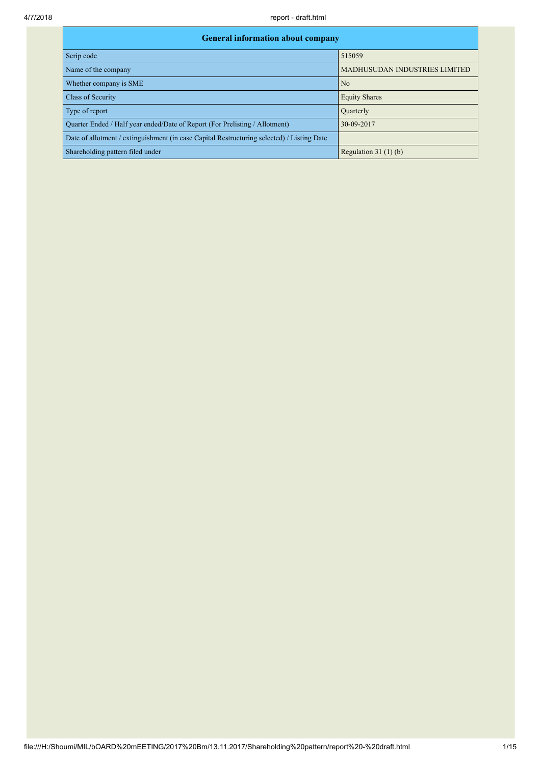| General information about company | |
|---|---|
| Scrip code | 515059 |
| Name of the company | MADHUSUDAN INDUSTRIES LIMITED |
| Whether company is SME | No |
| Class of Security | Equity Shares |
| Type of report | Quarterly |
| Quarter Ended / Half year ended/Date of Report (For Prelisting / Allotment) | 30-09-2017 |
| Date of allotment / extinguishment (in case Capital Restructuring selected) / Listing Date | |
| Shareholding pattern filed under | Regulation 31 (1) (b) |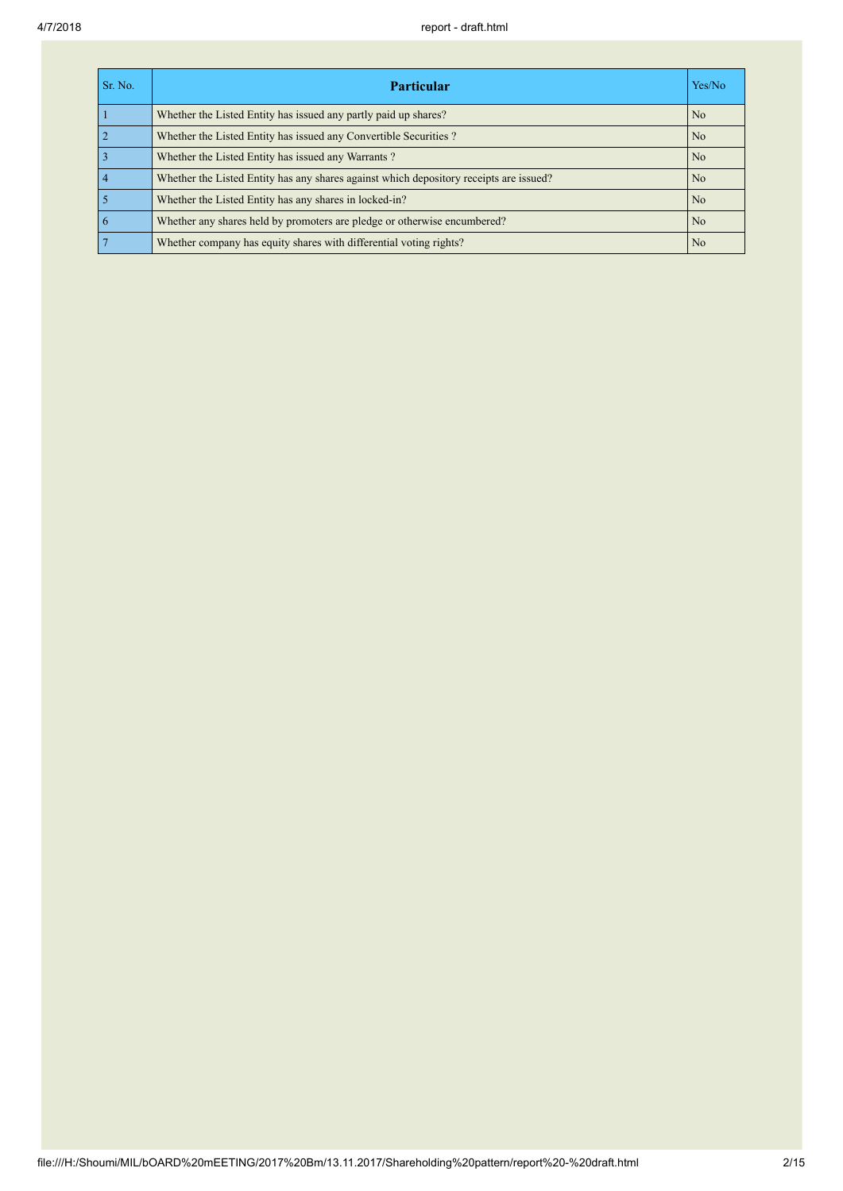| Sr. No. | Particular | Yes/No |
|---|---|---|
| 1 | Whether the Listed Entity has issued any partly paid up shares? | No |
| 2 | Whether the Listed Entity has issued any Convertible Securities ? | No |
| 3 | Whether the Listed Entity has issued any Warrants ? | No |
| 4 | Whether the Listed Entity has any shares against which depository receipts are issued? | No |
| 5 | Whether the Listed Entity has any shares in locked-in? | No |
| 6 | Whether any shares held by promoters are pledge or otherwise encumbered? | No |
| 7 | Whether company has equity shares with differential voting rights? | No |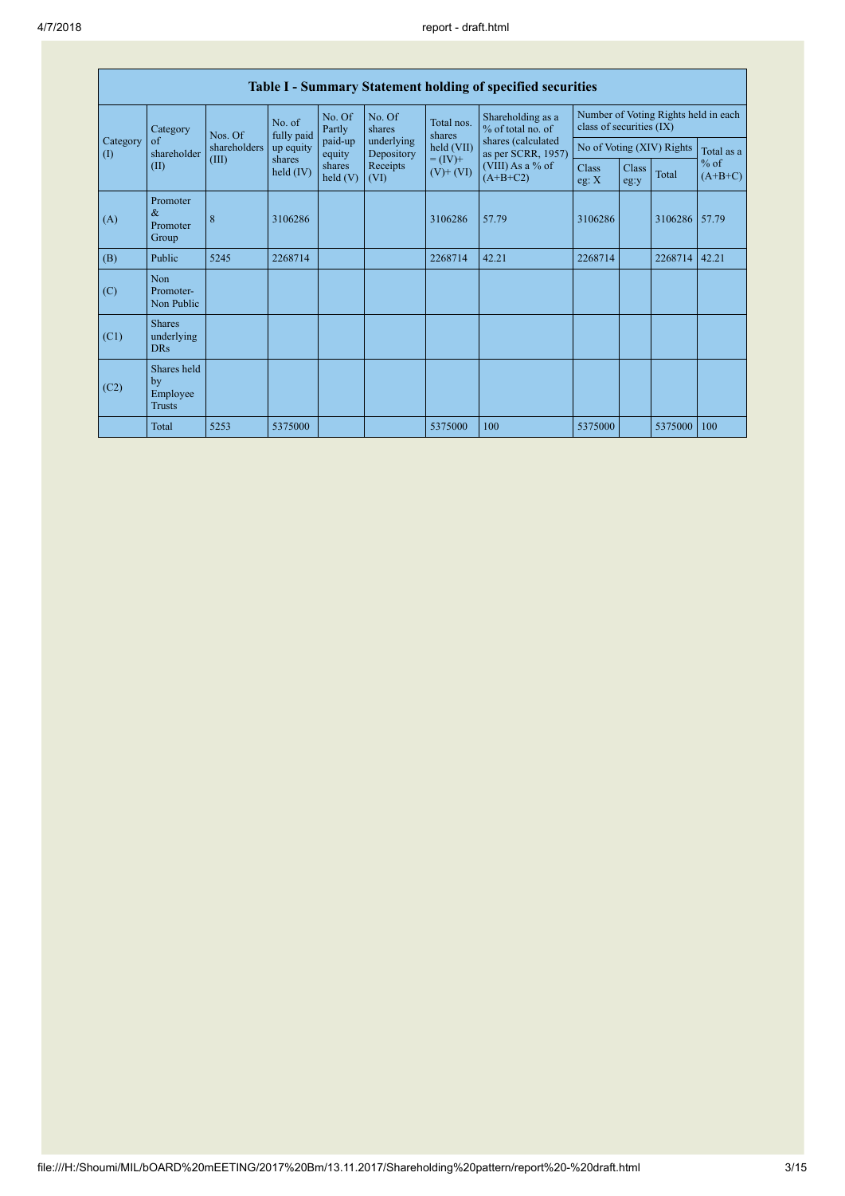| Table I - Summary Statement holding of specified securities | | | | | | | | | | | | |
|---|---|---|---|---|---|---|---|---|---|---|---|---|
| Category (I) | Category of shareholder (II) | Nos. Of shareholders (III) | No. of fully paid up equity shares held (IV) | No. Of Partly paid-up equity shares held (V) | No. Of shares underlying Depository Receipts (VI) | Total nos. shares held (VII) = (IV)+ (V)+ (VI) | Shareholding as a % of total no. of shares (calculated as per SCRR, 1957) (VIII) As a % of (A+B+C2) | Number of Voting Rights held in each class of securities (IX) | | | |
| | | | | | | | | No of Voting (XIV) Rights | | | Total as a % of (A+B+C) |
| | | | | | | | | Class eg: X | Class eg:y | Total | |
| (A) | Promoter & Promoter Group | 8 | 3106286 | | | 3106286 | 57.79 | 3106286 | | 3106286 | 57.79 |
| (B) | Public | 5245 | 2268714 | | | 2268714 | 42.21 | 2268714 | | 2268714 | 42.21 |
| (C) | Non Promoter- Non Public | | | | | | | | | | |
| (C1) | Shares underlying DRs | | | | | | | | | | |
| (C2) | Shares held by Employee Trusts | | | | | | | | | | |
| | Total | 5253 | 5375000 | | | 5375000 | 100 | 5375000 | | 5375000 | 100 |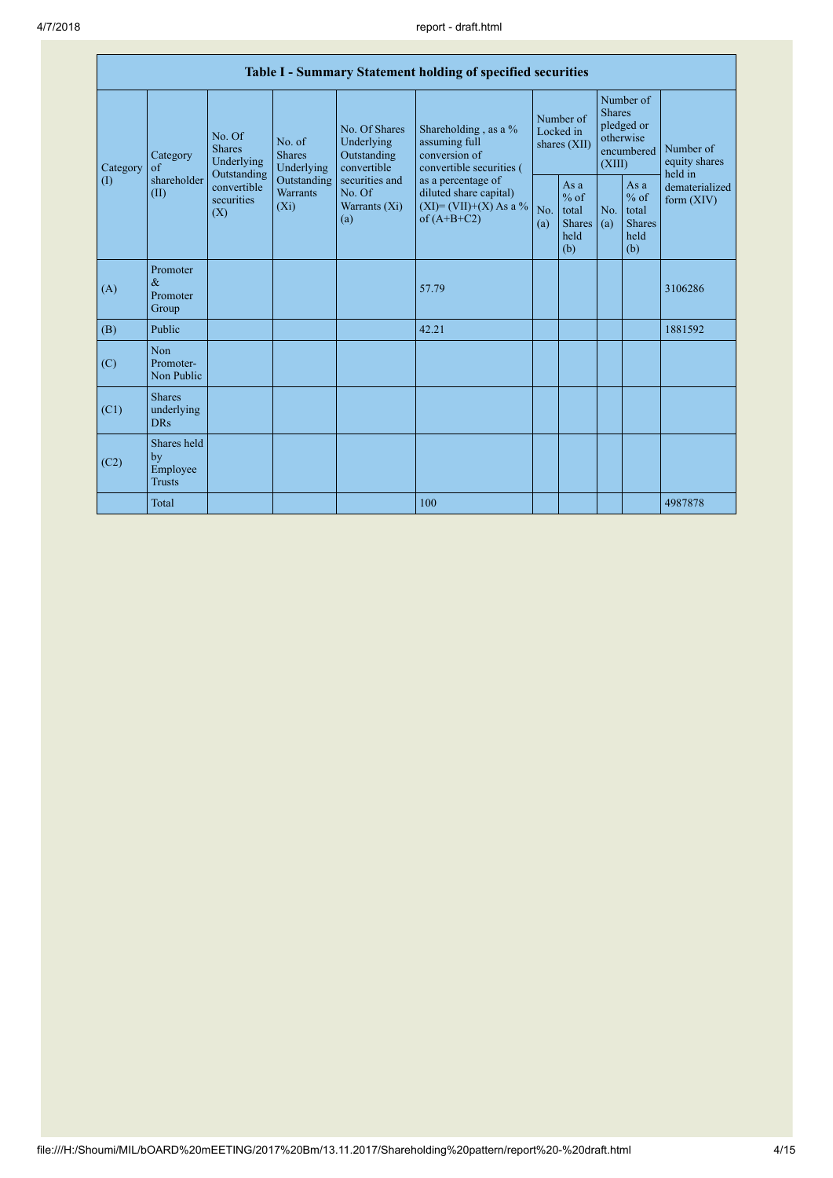| Table I - Summary Statement holding of specified securities | | | | | | | | | | | |
|---|---|---|---|---|---|---|---|---|---|---|---|
| Category (I) | Category of shareholder (II) | No. Of Shares Underlying Outstanding convertible securities (X) | No. of Shares Underlying Outstanding Warrants (Xi) | No. Of Shares Underlying Outstanding convertible securities and No. Of Warrants (Xi) (a) | Shareholding , as a % assuming full conversion of convertible securities ( as a percentage of diluted share capital) (XI)= (VII)+(X) As a % of (A+B+C2) | Number of Locked in shares (XII) | | Number of Shares pledged or otherwise encumbered (XIII) | | Number of equity shares held in dematerialized form (XIV) |
| | | | | | | No. (a) | As a % of total Shares held (b) | No. (a) | As a % of total Shares held (b) | |
| (A) | Promoter & Promoter Group | | | | 57.79 | | | | | 3106286 |
| (B) | Public | | | | 42.21 | | | | | 1881592 |
| (C) | Non Promoter- Non Public | | | | | | | | | |
| (C1) | Shares underlying DRs | | | | | | | | | |
| (C2) | Shares held by Employee Trusts | | | | | | | | | |
| | Total | | | | 100 | | | | | 4987878 |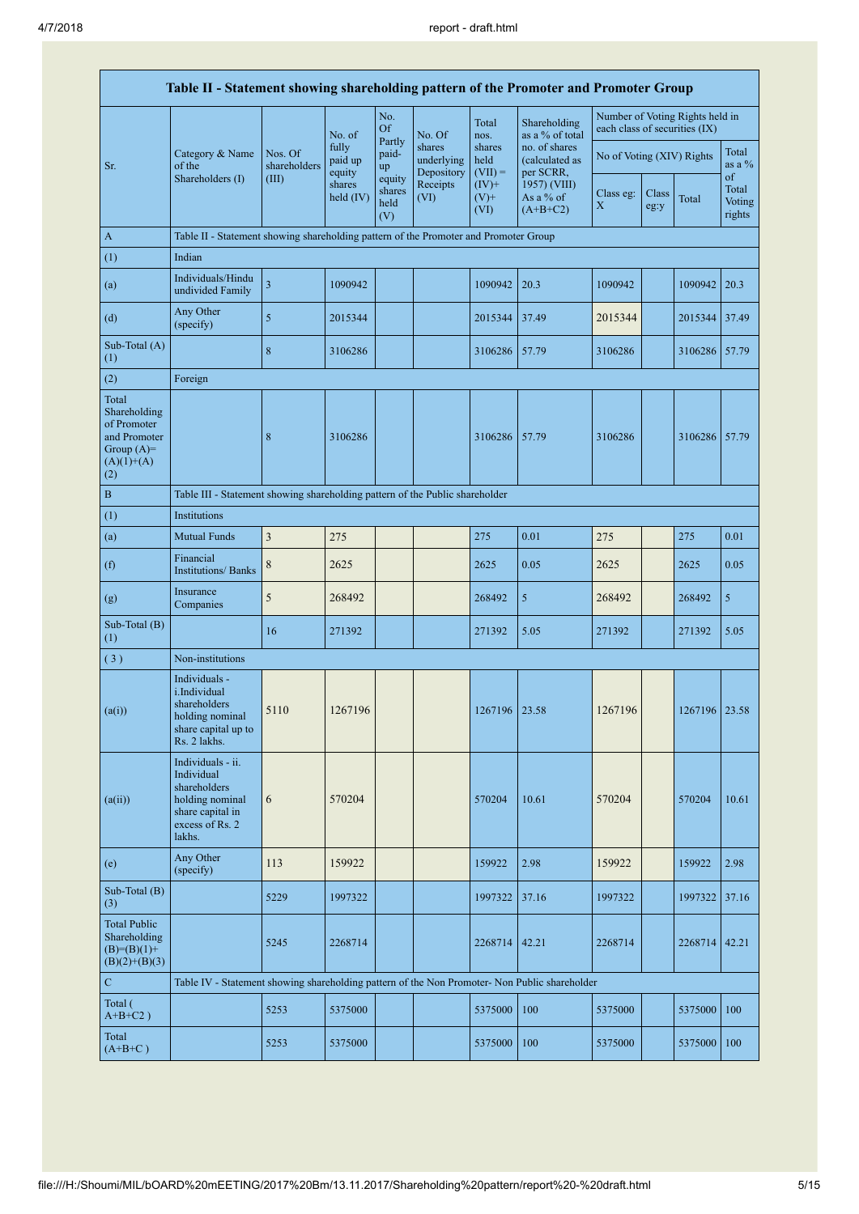| Table II - Statement showing shareholding pattern of the Promoter and Promoter Group | | | | | | | | | | | | |
|---|---|---|---|---|---|---|---|---|---|---|---|---|
| Sr. | Category & Name of the Shareholders (I) | Nos. Of shareholders (III) | No. of fully paid up equity shares held (IV) | No. Of Partly paid-up equity shares held (V) | No. Of shares underlying Depository Receipts (VI) | Total nos. shares held (VII) = (IV)+ (V)+ (VI) | Shareholding as a % of total no. of shares (calculated as per SCRR, 1957) (VIII) As a % of (A+B+C2) | Number of Voting Rights held in each class of securities (IX) | | | |
| | | | | | | | | No of Voting (XIV) Rights | | | Total as a % of Total Voting rights |
| | | | | | | | | Class eg: X | Class eg:y | Total | |
| A | Table II - Statement showing shareholding pattern of the Promoter and Promoter Group | | | | | | | | | | |
| (1) | Indian | | | | | | | | | | |
| (a) | Individuals/Hindu undivided Family | 3 | 1090942 | | | 1090942 | 20.3 | 1090942 | | 1090942 | 20.3 |
| (d) | Any Other (specify) | 5 | 2015344 | | | 2015344 | 37.49 | 2015344 | | 2015344 | 37.49 |
| Sub-Total (A) (1) | | 8 | 3106286 | | | 3106286 | 57.79 | 3106286 | | 3106286 | 57.79 |
| (2) | Foreign | | | | | | | | | | |
| Total Shareholding of Promoter and Promoter Group (A)= (A)(1)+(A)(2) | | 8 | 3106286 | | | 3106286 | 57.79 | 3106286 | | 3106286 | 57.79 |
| B | Table III - Statement showing shareholding pattern of the Public shareholder | | | | | | | | | | |
| (1) | Institutions | | | | | | | | | | |
| (a) | Mutual Funds | 3 | 275 | | | 275 | 0.01 | 275 | | 275 | 0.01 |
| (f) | Financial Institutions/ Banks | 8 | 2625 | | | 2625 | 0.05 | 2625 | | 2625 | 0.05 |
| (g) | Insurance Companies | 5 | 268492 | | | 268492 | 5 | 268492 | | 268492 | 5 |
| Sub-Total (B) (1) | | 16 | 271392 | | | 271392 | 5.05 | 271392 | | 271392 | 5.05 |
| (3) | Non-institutions | | | | | | | | | | |
| (a(i)) | Individuals - i.Individual shareholders holding nominal share capital up to Rs. 2 lakhs. | 5110 | 1267196 | | | 1267196 | 23.58 | 1267196 | | 1267196 | 23.58 |
| (a(ii)) | Individuals - ii. Individual shareholders holding nominal share capital in excess of Rs. 2 lakhs. | 6 | 570204 | | | 570204 | 10.61 | 570204 | | 570204 | 10.61 |
| (e) | Any Other (specify) | 113 | 159922 | | | 159922 | 2.98 | 159922 | | 159922 | 2.98 |
| Sub-Total (B) (3) | | 5229 | 1997322 | | | 1997322 | 37.16 | 1997322 | | 1997322 | 37.16 |
| Total Public Shareholding (B)=(B)(1)+(B)(2)+(B)(3) | | 5245 | 2268714 | | | 2268714 | 42.21 | 2268714 | | 2268714 | 42.21 |
| C | Table IV - Statement showing shareholding pattern of the Non Promoter- Non Public shareholder | | | | | | | | | | |
| Total ( A+B+C2 ) | | 5253 | 5375000 | | | 5375000 | 100 | 5375000 | | 5375000 | 100 |
| Total (A+B+C ) | | 5253 | 5375000 | | | 5375000 | 100 | 5375000 | | 5375000 | 100 |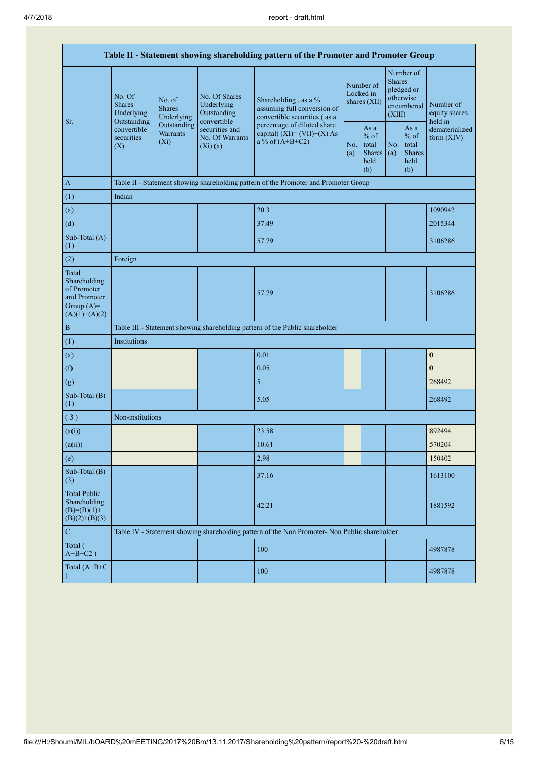| Table II - Statement showing shareholding pattern of the Promoter and Promoter Group | | | | | | | | | |
|---|---|---|---|---|---|---|---|---|---|
| Sr. | No. Of Shares Underlying Outstanding convertible securities (X) | No. of Shares Underlying Outstanding Warrants (Xi) | No. Of Shares Underlying Outstanding convertible securities and No. Of Warrants (Xi) (a) | Shareholding , as a % assuming full conversion of convertible securities ( as a percentage of diluted share capital) (XI)= (VII)+(X) As a % of (A+B+C2) | Number of Locked in shares (XII) | | Number of Shares pledged or otherwise encumbered (XIII) | | Number of equity shares held in dematerialized form (XIV) |
| | | | | | No. (a) | As a % of total Shares held (b) | No. (a) | As a % of total Shares held (b) | |
| A | Table II - Statement showing shareholding pattern of the Promoter and Promoter Group | | | | | | | | |
| (1) | Indian | | | | | | | | |
| (a) | | | | 20.3 | | | | | 1090942 |
| (d) | | | | 37.49 | | | | | 2015344 |
| Sub-Total (A) (1) | | | | 57.79 | | | | | 3106286 |
| (2) | Foreign | | | | | | | | |
| Total Shareholding of Promoter and Promoter Group (A)= (A)(1)+(A)(2) | | | | 57.79 | | | | | 3106286 |
| B | Table III - Statement showing shareholding pattern of the Public shareholder | | | | | | | | |
| (1) | Institutions | | | | | | | | |
| (a) | | | | 0.01 | | | | | 0 |
| (f) | | | | 0.05 | | | | | 0 |
| (g) | | | | 5 | | | | | 268492 |
| Sub-Total (B) (1) | | | | 5.05 | | | | | 268492 |
| ( 3 ) | Non-institutions | | | | | | | | |
| (a(i)) | | | | 23.58 | | | | | 892494 |
| (a(ii)) | | | | 10.61 | | | | | 570204 |
| (e) | | | | 2.98 | | | | | 150402 |
| Sub-Total (B) (3) | | | | 37.16 | | | | | 1613100 |
| Total Public Shareholding (B)=(B)(1)+ (B)(2)+(B)(3) | | | | 42.21 | | | | | 1881592 |
| C | Table IV - Statement showing shareholding pattern of the Non Promoter- Non Public shareholder | | | | | | | | |
| Total ( A+B+C2 ) | | | | 100 | | | | | 4987878 |
| Total (A+B+C ) | | | | 100 | | | | | 4987878 |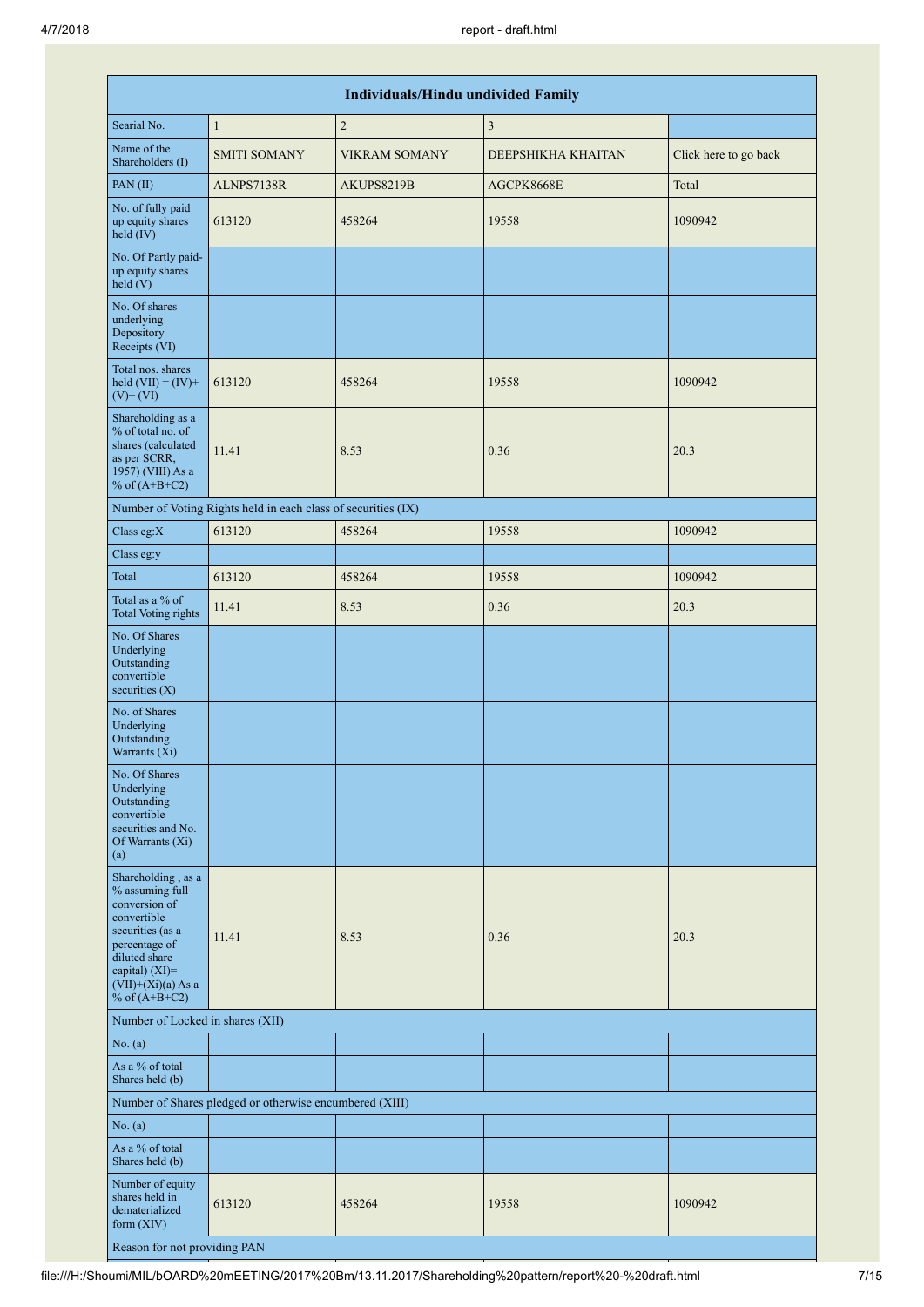| Individuals/Hindu undivided Family | | | | |
|---|---|---|---|---|
| Searial No. | 1 | 2 | 3 | |
| Name of the Shareholders (I) | SMITI SOMANY | VIKRAM SOMANY | DEEPSHIKHA KHAITAN | Click here to go back |
| PAN (II) | ALNPS7138R | AKUPS8219B | AGCPK8668E | Total |
| No. of fully paid up equity shares held (IV) | 613120 | 458264 | 19558 | 1090942 |
| No. Of Partly paid-up equity shares held (V) | | | | |
| No. Of shares underlying Depository Receipts (VI) | | | | |
| Total nos. shares held (VII) = (IV)+(V)+ (VI) | 613120 | 458264 | 19558 | 1090942 |
| Shareholding as a % of total no. of shares (calculated as per SCRR, 1957) (VIII) As a % of (A+B+C2) | 11.41 | 8.53 | 0.36 | 20.3 |
| Number of Voting Rights held in each class of securities (IX) | | | | |
| Class eg:X | 613120 | 458264 | 19558 | 1090942 |
| Class eg:y | | | | |
| Total | 613120 | 458264 | 19558 | 1090942 |
| Total as a % of Total Voting rights | 11.41 | 8.53 | 0.36 | 20.3 |
| No. Of Shares Underlying Outstanding convertible securities (X) | | | | |
| No. of Shares Underlying Outstanding Warrants (Xi) | | | | |
| No. Of Shares Underlying Outstanding convertible securities and No. Of Warrants (Xi) (a) | | | | |
| Shareholding , as a % assuming full conversion of convertible securities (as a percentage of diluted share capital) (XI)= (VII)+(Xi)(a) As a % of (A+B+C2) | 11.41 | 8.53 | 0.36 | 20.3 |
| Number of Locked in shares (XII) | | | | |
| No. (a) | | | | |
| As a % of total Shares held (b) | | | | |
| Number of Shares pledged or otherwise encumbered (XIII) | | | | |
| No. (a) | | | | |
| As a % of total Shares held (b) | | | | |
| Number of equity shares held in dematerialized form (XIV) | 613120 | 458264 | 19558 | 1090942 |
| Reason for not providing PAN | | | | |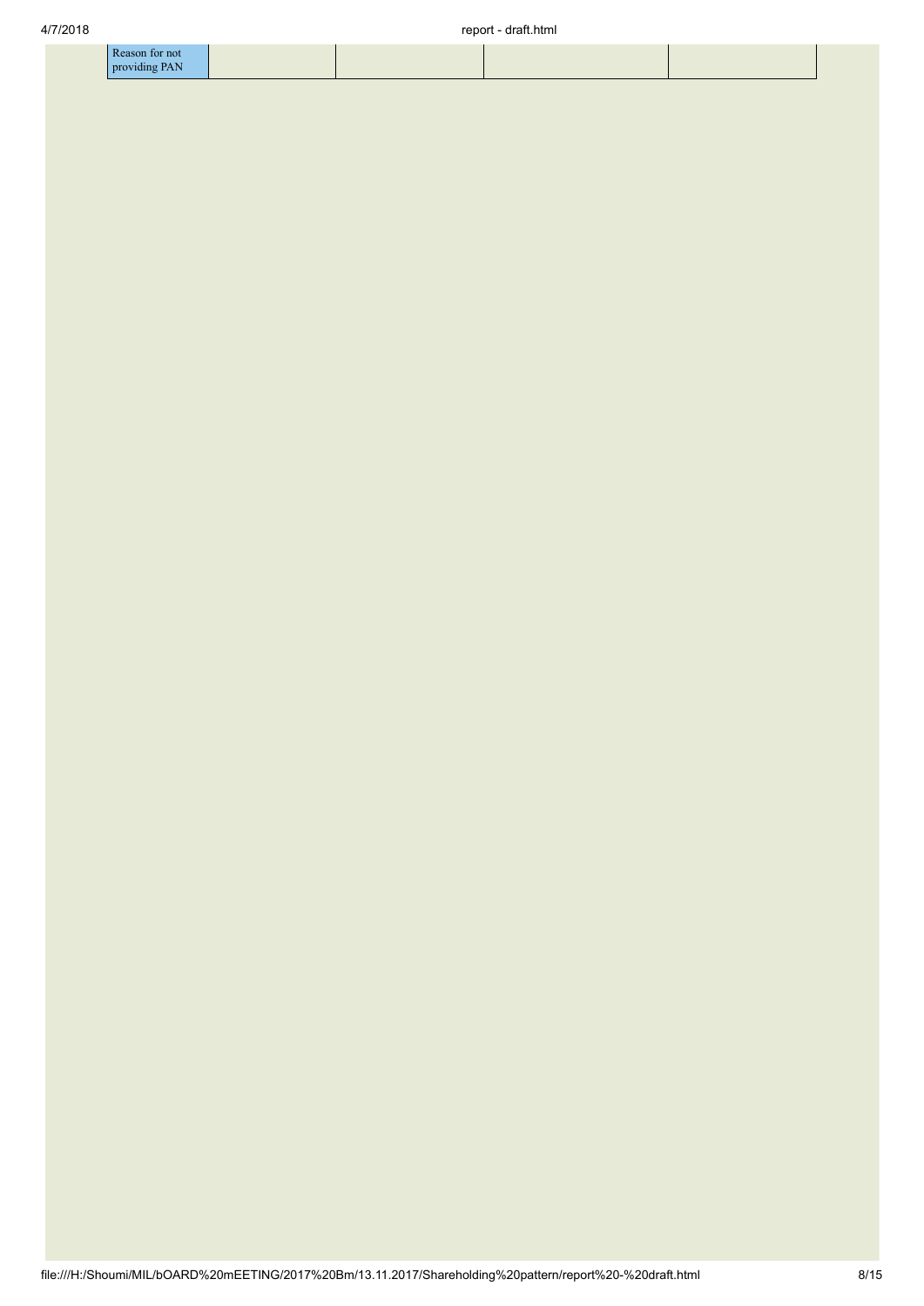| Reason for not providing PAN | | | | |
|---|---|---|---|---|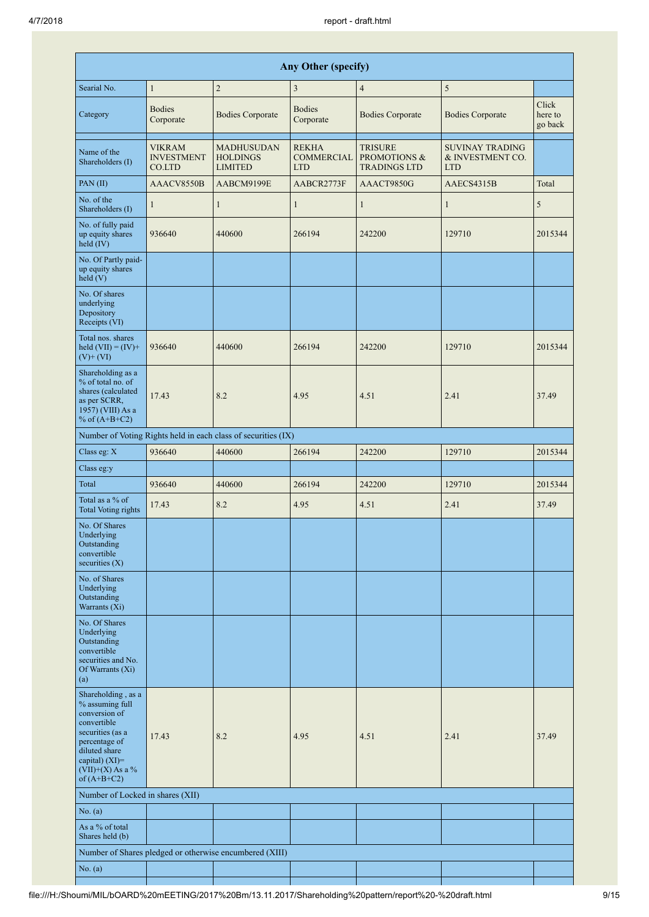| Any Other (specify) | | | | | | |
|---|---|---|---|---|---|---|
| Searial No. | 1 | 2 | 3 | 4 | 5 | |
| Category | Bodies Corporate | Bodies Corporate | Bodies Corporate | Bodies Corporate | Bodies Corporate | Click here to go back |
| | | | | | | |
| Name of the Shareholders (I) | VIKRAM INVESTMENT CO.LTD | MADHUSUDAN HOLDINGS LIMITED | REKHA COMMERCIAL LTD | TRISURE PROMOTIONS & TRADINGS LTD | SUVINAY TRADING & INVESTMENT CO. LTD | |
| PAN (II) | AAACV8550B | AABCM9199E | AABCR2773F | AAACT9850G | AAECS4315B | Total |
| No. of the Shareholders (I) | 1 | 1 | 1 | 1 | 1 | 5 |
| No. of fully paid up equity shares held (IV) | 936640 | 440600 | 266194 | 242200 | 129710 | 2015344 |
| No. Of Partly paid-up equity shares held (V) | | | | | | |
| No. Of shares underlying Depository Receipts (VI) | | | | | | |
| Total nos. shares held (VII) = (IV)+(V)+ (VI) | 936640 | 440600 | 266194 | 242200 | 129710 | 2015344 |
| Shareholding as a % of total no. of shares (calculated as per SCRR, 1957) (VIII) As a % of (A+B+C2) | 17.43 | 8.2 | 4.95 | 4.51 | 2.41 | 37.49 |
| Number of Voting Rights held in each class of securities (IX) | | | | | | |
| Class eg: X | 936640 | 440600 | 266194 | 242200 | 129710 | 2015344 |
| Class eg:y | | | | | | |
| Total | 936640 | 440600 | 266194 | 242200 | 129710 | 2015344 |
| Total as a % of Total Voting rights | 17.43 | 8.2 | 4.95 | 4.51 | 2.41 | 37.49 |
| No. Of Shares Underlying Outstanding convertible securities (X) | | | | | | |
| No. of Shares Underlying Outstanding Warrants (Xi) | | | | | | |
| No. Of Shares Underlying Outstanding convertible securities and No. Of Warrants (Xi) (a) | | | | | | |
| Shareholding , as a % assuming full conversion of convertible securities (as a percentage of diluted share capital) (XI)= (VII)+(X) As a % of (A+B+C2) | 17.43 | 8.2 | 4.95 | 4.51 | 2.41 | 37.49 |
| Number of Locked in shares (XII) | | | | | | |
| No. (a) | | | | | | |
| As a % of total Shares held (b) | | | | | | |
| Number of Shares pledged or otherwise encumbered (XIII) | | | | | | |
| No. (a) | | | | | | |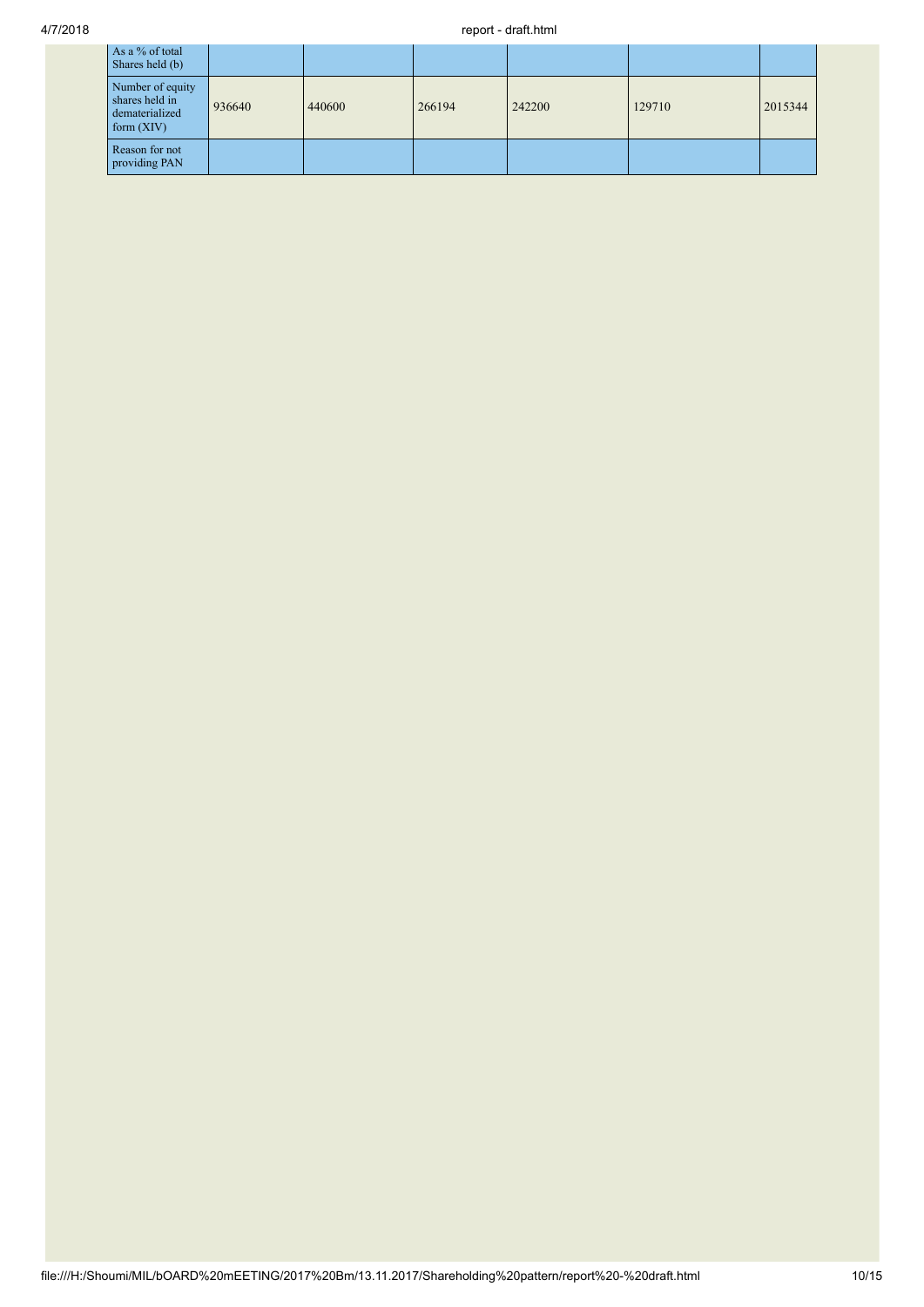| | | | | | | |
|---|---|---|---|---|---|---|
| As a % of total Shares held (b) | | | | | | |
| Number of equity shares held in dematerialized form (XIV) | 936640 | 440600 | 266194 | 242200 | 129710 | 2015344 |
| Reason for not providing PAN | | | | | | |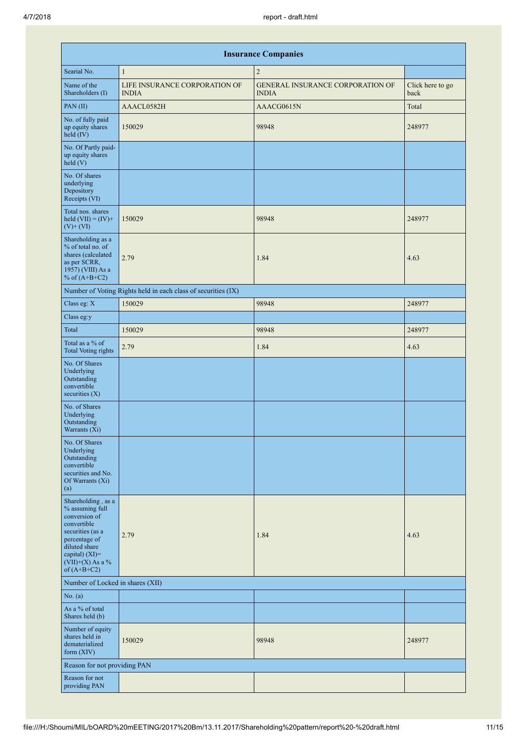| Insurance Companies | | | |
|---|---|---|---|
| Searial No. | 1 | 2 | |
| Name of the Shareholders (I) | LIFE INSURANCE CORPORATION OF INDIA | GENERAL INSURANCE CORPORATION OF INDIA | Click here to go back |
| PAN (II) | AAACL0582H | AAACG0615N | Total |
| No. of fully paid up equity shares held (IV) | 150029 | 98948 | 248977 |
| No. Of Partly paid-up equity shares held (V) | | | |
| No. Of shares underlying Depository Receipts (VI) | | | |
| Total nos. shares held (VII) = (IV)+ (V)+ (VI) | 150029 | 98948 | 248977 |
| Shareholding as a % of total no. of shares (calculated as per SCRR, 1957) (VIII) As a % of (A+B+C2) | 2.79 | 1.84 | 4.63 |
| Number of Voting Rights held in each class of securities (IX) | | | |
| Class eg: X | 150029 | 98948 | 248977 |
| Class eg:y | | | |
| Total | 150029 | 98948 | 248977 |
| Total as a % of Total Voting rights | 2.79 | 1.84 | 4.63 |
| No. Of Shares Underlying Outstanding convertible securities (X) | | | |
| No. of Shares Underlying Outstanding Warrants (Xi) | | | |
| No. Of Shares Underlying Outstanding convertible securities and No. Of Warrants (Xi) (a) | | | |
| Shareholding , as a % assuming full conversion of convertible securities (as a percentage of diluted share capital) (XI)= (VII)+(X) As a % of (A+B+C2) | 2.79 | 1.84 | 4.63 |
| Number of Locked in shares (XII) | | | |
| No. (a) | | | |
| As a % of total Shares held (b) | | | |
| Number of equity shares held in dematerialized form (XIV) | 150029 | 98948 | 248977 |
| Reason for not providing PAN | | | |
| Reason for not providing PAN | | | |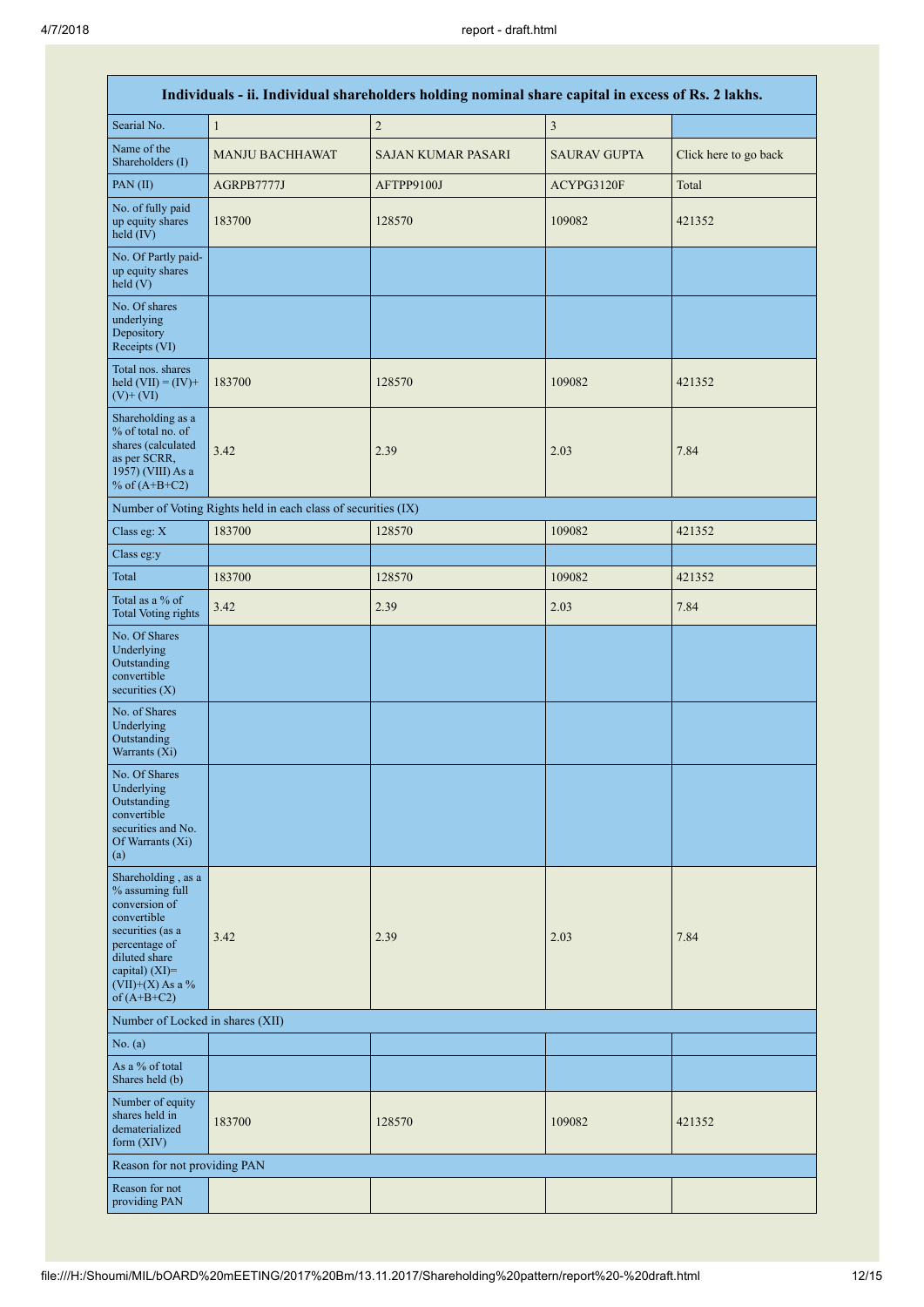| Individuals - ii. Individual shareholders holding nominal share capital in excess of Rs. 2 lakhs. | | | | |
|---|---|---|---|---|
| Searial No. | 1 | 2 | 3 | |
| Name of the Shareholders (I) | MANJU BACHHAWAT | SAJAN KUMAR PASARI | SAURAV GUPTA | Click here to go back |
| PAN (II) | AGRPB7777J | AFTPP9100J | ACYPG3120F | Total |
| No. of fully paid up equity shares held (IV) | 183700 | 128570 | 109082 | 421352 |
| No. Of Partly paid-up equity shares held (V) | | | | |
| No. Of shares underlying Depository Receipts (VI) | | | | |
| Total nos. shares held (VII) = (IV)+(V)+ (VI) | 183700 | 128570 | 109082 | 421352 |
| Shareholding as a % of total no. of shares (calculated as per SCRR, 1957) (VIII) As a % of (A+B+C2) | 3.42 | 2.39 | 2.03 | 7.84 |
| Number of Voting Rights held in each class of securities (IX) | | | | |
| Class eg: X | 183700 | 128570 | 109082 | 421352 |
| Class eg:y | | | | |
| Total | 183700 | 128570 | 109082 | 421352 |
| Total as a % of Total Voting rights | 3.42 | 2.39 | 2.03 | 7.84 |
| No. Of Shares Underlying Outstanding convertible securities (X) | | | | |
| No. of Shares Underlying Outstanding Warrants (Xi) | | | | |
| No. Of Shares Underlying Outstanding convertible securities and No. Of Warrants (Xi) (a) | | | | |
| Shareholding , as a % assuming full conversion of convertible securities (as a percentage of diluted share capital) (XI)= (VII)+(X) As a % of (A+B+C2) | 3.42 | 2.39 | 2.03 | 7.84 |
| Number of Locked in shares (XII) | | | | |
| No. (a) | | | | |
| As a % of total Shares held (b) | | | | |
| Number of equity shares held in dematerialized form (XIV) | 183700 | 128570 | 109082 | 421352 |
| Reason for not providing PAN | | | | |
| Reason for not providing PAN | | | | |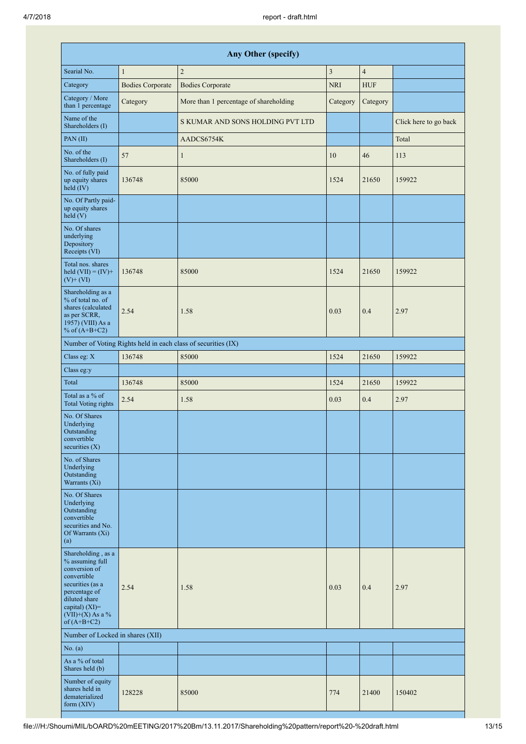| Any Other (specify) | | | | | |
|---|---|---|---|---|---|
| Searial No. | 1 | 2 | 3 | 4 | |
| Category | Bodies Corporate | Bodies Corporate | NRI | HUF | |
| Category / More than 1 percentage | Category | More than 1 percentage of shareholding | Category | Category | |
| Name of the Shareholders (I) | | S KUMAR AND SONS HOLDING PVT LTD | | | Click here to go back |
| PAN (II) | | AADCS6754K | | | Total |
| No. of the Shareholders (I) | 57 | 1 | 10 | 46 | 113 |
| No. of fully paid up equity shares held (IV) | 136748 | 85000 | 1524 | 21650 | 159922 |
| No. Of Partly paid-up equity shares held (V) | | | | | |
| No. Of shares underlying Depository Receipts (VI) | | | | | |
| Total nos. shares held (VII) = (IV)+ (V)+ (VI) | 136748 | 85000 | 1524 | 21650 | 159922 |
| Shareholding as a % of total no. of shares (calculated as per SCRR, 1957) (VIII) As a % of (A+B+C2) | 2.54 | 1.58 | 0.03 | 0.4 | 2.97 |
| Number of Voting Rights held in each class of securities (IX) | | | | | |
| Class eg: X | 136748 | 85000 | 1524 | 21650 | 159922 |
| Class eg:y | | | | | |
| Total | 136748 | 85000 | 1524 | 21650 | 159922 |
| Total as a % of Total Voting rights | 2.54 | 1.58 | 0.03 | 0.4 | 2.97 |
| No. Of Shares Underlying Outstanding convertible securities (X) | | | | | |
| No. of Shares Underlying Outstanding Warrants (Xi) | | | | | |
| No. Of Shares Underlying Outstanding convertible securities and No. Of Warrants (Xi) (a) | | | | | |
| Shareholding , as a % assuming full conversion of convertible securities (as a percentage of diluted share capital) (XI)= (VII)+(X) As a % of (A+B+C2) | 2.54 | 1.58 | 0.03 | 0.4 | 2.97 |
| Number of Locked in shares (XII) | | | | | |
| No. (a) | | | | | |
| As a % of total Shares held (b) | | | | | |
| Number of equity shares held in dematerialized form (XIV) | 128228 | 85000 | 774 | 21400 | 150402 |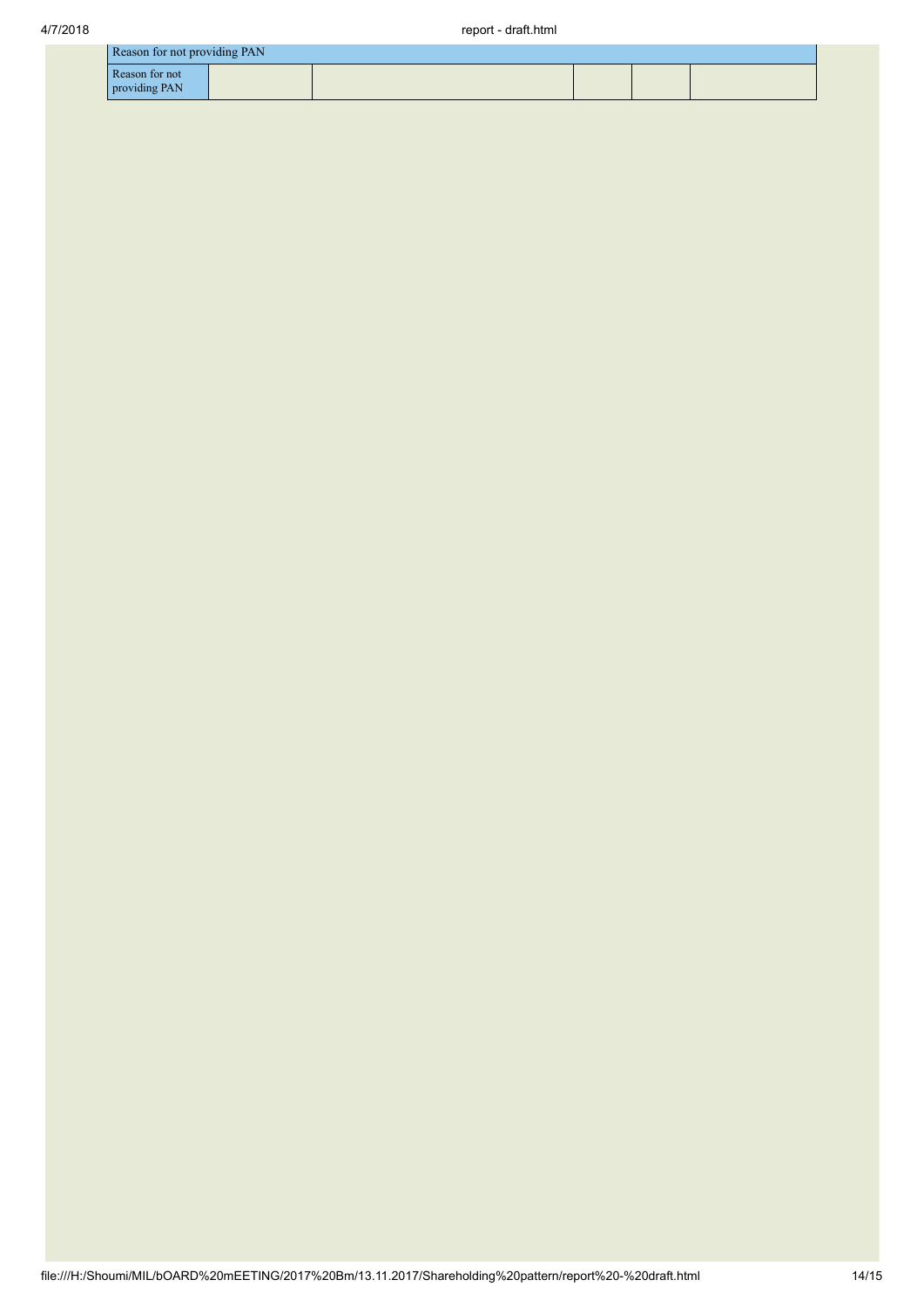| Reason for not providing PAN | | | | | |
|---|---|---|---|---|---|
| Reason for not providing PAN | | | | | |